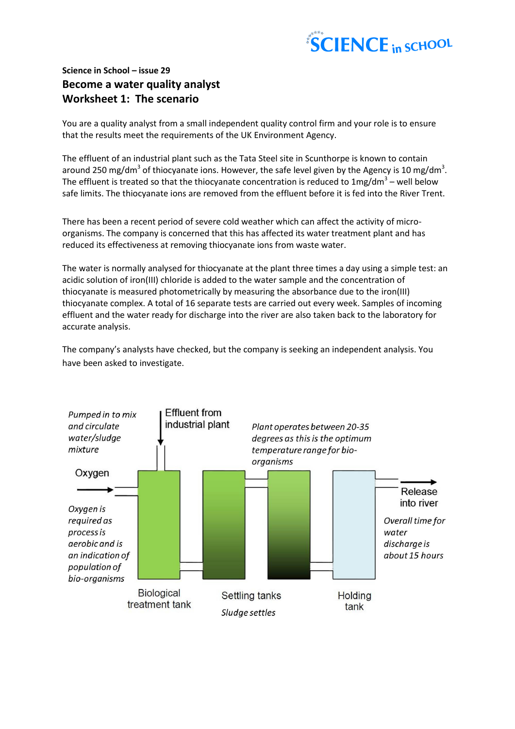**Science in School – issue 29**

## Become a water quality analyst
## Worksheet 1: The scenario

You are a quality analyst from a small independent quality control firm and your role is to ensure that the results meet the requirements of the UK Environment Agency.

The effluent of an industrial plant such as the Tata Steel site in Scunthorpe is known to contain around 250 mg/dm$^3$ of thiocyanate ions. However, the safe level given by the Agency is 10 mg/dm$^3$. The effluent is treated so that the thiocyanate concentration is reduced to 1mg/dm$^3$ – well below safe limits. The thiocyanate ions are removed from the effluent before it is fed into the River Trent.

There has been a recent period of severe cold weather which can affect the activity of micro-organisms. The company is concerned that this has affected its water treatment plant and has reduced its effectiveness at removing thiocyanate ions from waste water.

The water is normally analysed for thiocyanate at the plant three times a day using a simple test: an acidic solution of iron(III) chloride is added to the water sample and the concentration of thiocyanate is measured photometrically by measuring the absorbance due to the iron(III) thiocyanate complex. A total of 16 separate tests are carried out every week. Samples of incoming effluent and the water ready for discharge into the river are also taken back to the laboratory for accurate analysis.

The company's analysts have checked, but the company is seeking an independent analysis. You have been asked to investigate.

*Pumped in to mix and circulate water/sludge mixture*

Effluent from industrial plant

*Plant operates between 20-35 degrees as this is the optimum temperature range for bio-organisms*

Oxygen

Release into river

*Oxygen is required as process is aerobic and is an indication of population of bio-organisms*

*Overall time for water discharge is about 15 hours*

Biological treatment tank

Settling tanks

*Sludge settles*

Holding tank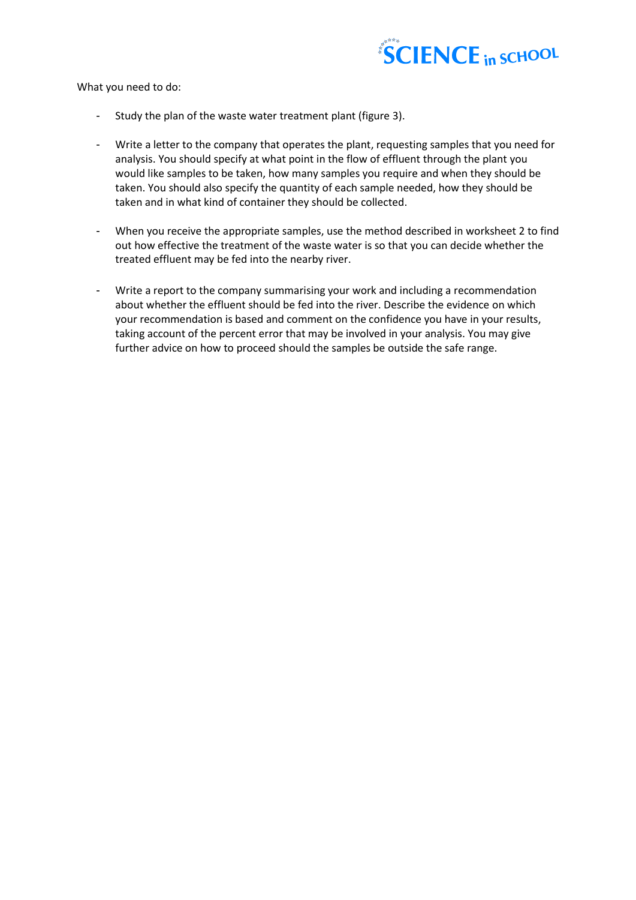What you need to do:

- Study the plan of the waste water treatment plant (figure 3).
- Write a letter to the company that operates the plant, requesting samples that you need for analysis. You should specify at what point in the flow of effluent through the plant you would like samples to be taken, how many samples you require and when they should be taken. You should also specify the quantity of each sample needed, how they should be taken and in what kind of container they should be collected.
- When you receive the appropriate samples, use the method described in worksheet 2 to find out how effective the treatment of the waste water is so that you can decide whether the treated effluent may be fed into the nearby river.
- Write a report to the company summarising your work and including a recommendation about whether the effluent should be fed into the river. Describe the evidence on which your recommendation is based and comment on the confidence you have in your results, taking account of the percent error that may be involved in your analysis. You may give further advice on how to proceed should the samples be outside the safe range.